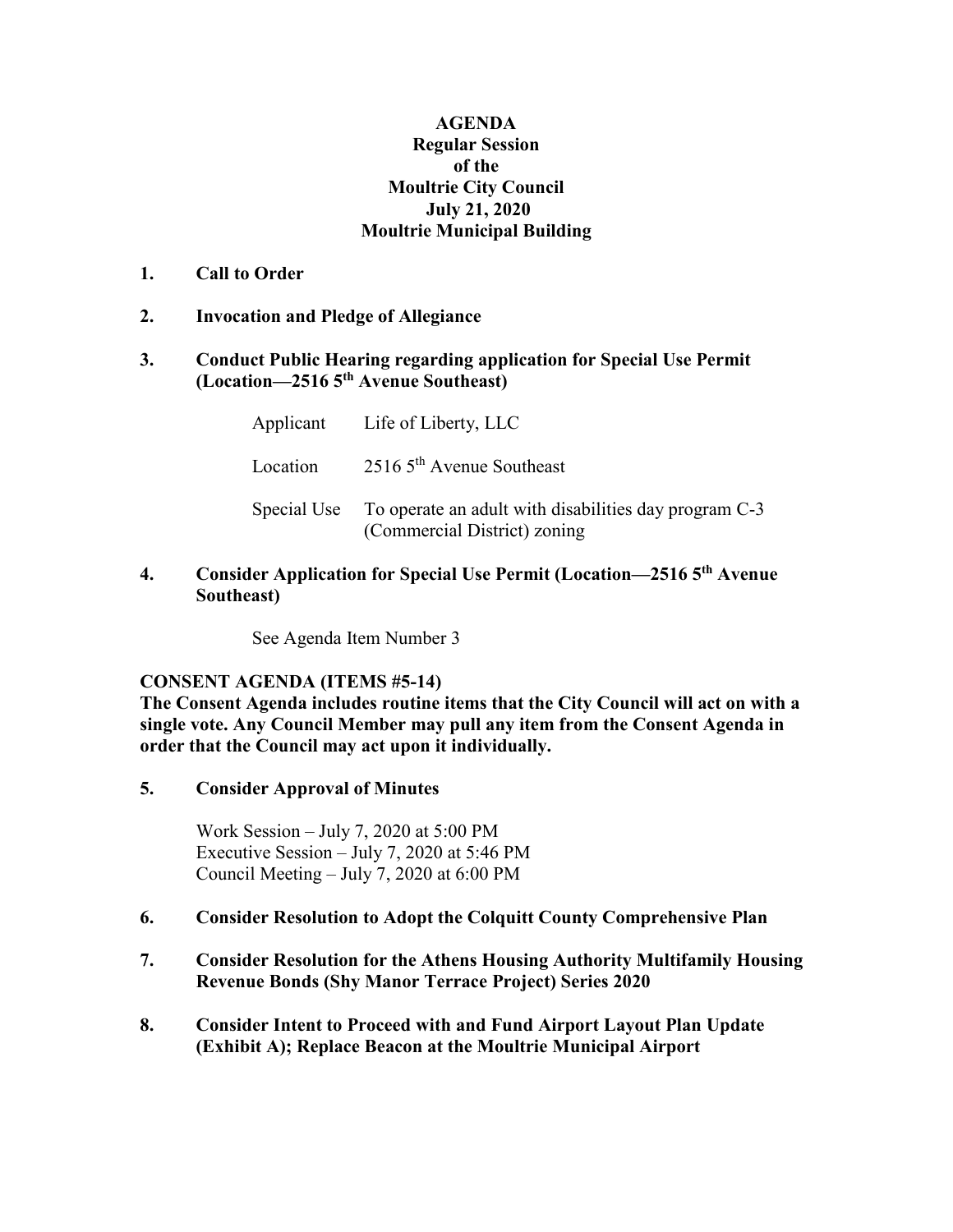# AGENDA
## Regular Session of the Moultrie City Council
## July 21, 2020
## Moultrie Municipal Building

**1. Call to Order**

**2. Invocation and Pledge of Allegiance**

**3. Conduct Public Hearing regarding application for Special Use Permit (Location—2516 5th Avenue Southeast)**

| | |
|---|---|
| Applicant | Life of Liberty, LLC |
| Location | 2516 5th Avenue Southeast |
| Special Use | To operate an adult with disabilities day program C-3 (Commercial District) zoning |

**4. Consider Application for Special Use Permit (Location—2516 5th Avenue Southeast)**

See Agenda Item Number 3

**CONSENT AGENDA (ITEMS #5-14)**

**The Consent Agenda includes routine items that the City Council will act on with a single vote. Any Council Member may pull any item from the Consent Agenda in order that the Council may act upon it individually.**

**5. Consider Approval of Minutes**

Work Session – July 7, 2020 at 5:00 PM
Executive Session – July 7, 2020 at 5:46 PM
Council Meeting – July 7, 2020 at 6:00 PM

**6. Consider Resolution to Adopt the Colquitt County Comprehensive Plan**

**7. Consider Resolution for the Athens Housing Authority Multifamily Housing Revenue Bonds (Shy Manor Terrace Project) Series 2020**

**8. Consider Intent to Proceed with and Fund Airport Layout Plan Update (Exhibit A); Replace Beacon at the Moultrie Municipal Airport**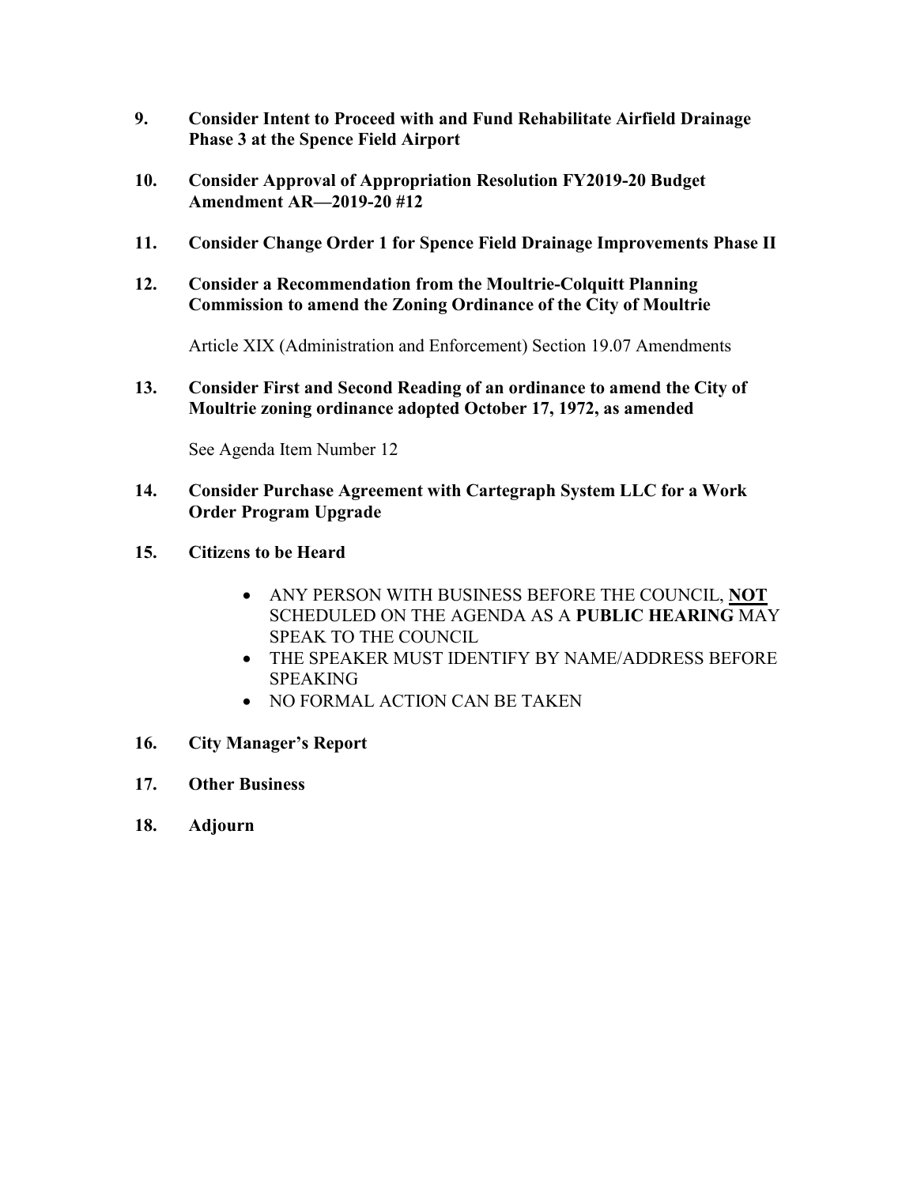**9. Consider Intent to Proceed with and Fund Rehabilitate Airfield Drainage Phase 3 at the Spence Field Airport**

**10. Consider Approval of Appropriation Resolution FY2019-20 Budget Amendment AR—2019-20 #12**

**11. Consider Change Order 1 for Spence Field Drainage Improvements Phase II**

**12. Consider a Recommendation from the Moultrie-Colquitt Planning Commission to amend the Zoning Ordinance of the City of Moultrie**

Article XIX (Administration and Enforcement) Section 19.07 Amendments

**13. Consider First and Second Reading of an ordinance to amend the City of Moultrie zoning ordinance adopted October 17, 1972, as amended**

See Agenda Item Number 12

**14. Consider Purchase Agreement with Cartegraph System LLC for a Work Order Program Upgrade**

**15. Citizens to be Heard**

- ANY PERSON WITH BUSINESS BEFORE THE COUNCIL, **NOT** SCHEDULED ON THE AGENDA AS A **PUBLIC HEARING** MAY SPEAK TO THE COUNCIL
- THE SPEAKER MUST IDENTIFY BY NAME/ADDRESS BEFORE SPEAKING
- NO FORMAL ACTION CAN BE TAKEN

**16. City Manager's Report**

**17. Other Business**

**18. Adjourn**